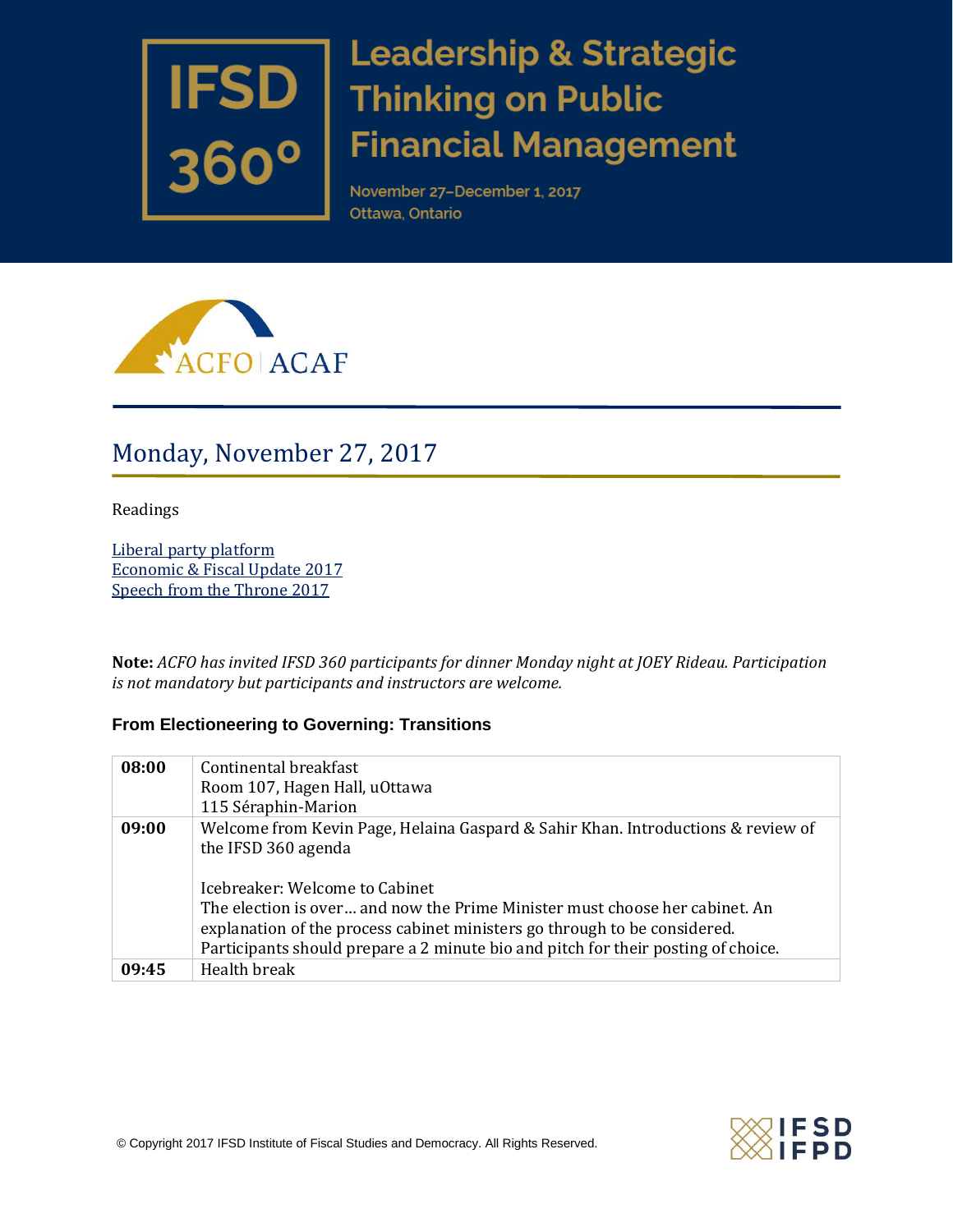# Leadership & Strategic Thinking on Public Financial Management

November 27–December 1, 2017
Ottawa, Ontario

ACFO | ACAF

## Monday, November 27, 2017

Readings

[Liberal party platform](#)
[Economic & Fiscal Update 2017](#)
[Speech from the Throne 2017](#)

**Note:** *ACFO has invited IFSD 360 participants for dinner Monday night at JOEY Rideau. Participation is not mandatory but participants and instructors are welcome.*

### From Electioneering to Governing: Transitions

| | |
|---|---|
| **08:00** | Continental breakfast<br>Room 107, Hagen Hall, uOttawa<br>115 Séraphin-Marion |
| **09:00** | Welcome from Kevin Page, Helaina Gaspard & Sahir Khan. Introductions & review of the IFSD 360 agenda<br><br>Icebreaker: Welcome to Cabinet<br>The election is over… and now the Prime Minister must choose her cabinet. An explanation of the process cabinet ministers go through to be considered. Participants should prepare a 2 minute bio and pitch for their posting of choice. |
| **09:45** | Health break |

© Copyright 2017 IFSD Institute of Fiscal Studies and Democracy. All Rights Reserved.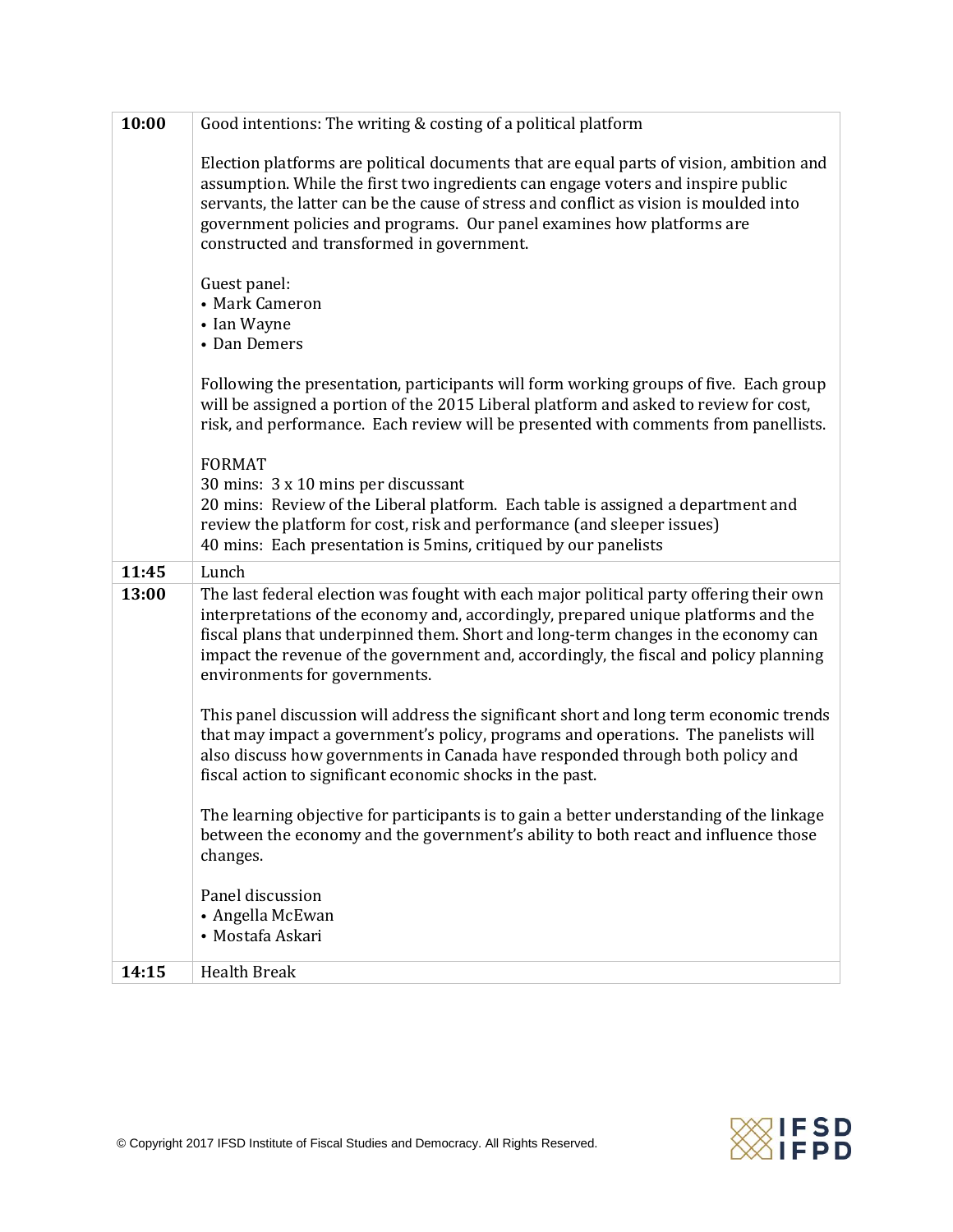| | |
|---|---|
| **10:00** | Good intentions: The writing & costing of a political platform<br><br>Election platforms are political documents that are equal parts of vision, ambition and assumption. While the first two ingredients can engage voters and inspire public servants, the latter can be the cause of stress and conflict as vision is moulded into government policies and programs. Our panel examines how platforms are constructed and transformed in government.<br><br>Guest panel:<br>• Mark Cameron<br>• Ian Wayne<br>• Dan Demers<br><br>Following the presentation, participants will form working groups of five. Each group will be assigned a portion of the 2015 Liberal platform and asked to review for cost, risk, and performance. Each review will be presented with comments from panellists.<br><br>FORMAT<br>30 mins: 3 x 10 mins per discussant<br>20 mins: Review of the Liberal platform. Each table is assigned a department and review the platform for cost, risk and performance (and sleeper issues)<br>40 mins: Each presentation is 5mins, critiqued by our panelists |
| **11:45** | Lunch |
| **13:00** | The last federal election was fought with each major political party offering their own interpretations of the economy and, accordingly, prepared unique platforms and the fiscal plans that underpinned them. Short and long-term changes in the economy can impact the revenue of the government and, accordingly, the fiscal and policy planning environments for governments.<br><br>This panel discussion will address the significant short and long term economic trends that may impact a government's policy, programs and operations. The panelists will also discuss how governments in Canada have responded through both policy and fiscal action to significant economic shocks in the past.<br><br>The learning objective for participants is to gain a better understanding of the linkage between the economy and the government's ability to both react and influence those changes.<br><br>Panel discussion<br>• Angella McEwan<br>• Mostafa Askari |
| **14:15** | Health Break |

© Copyright 2017 IFSD Institute of Fiscal Studies and Democracy. All Rights Reserved.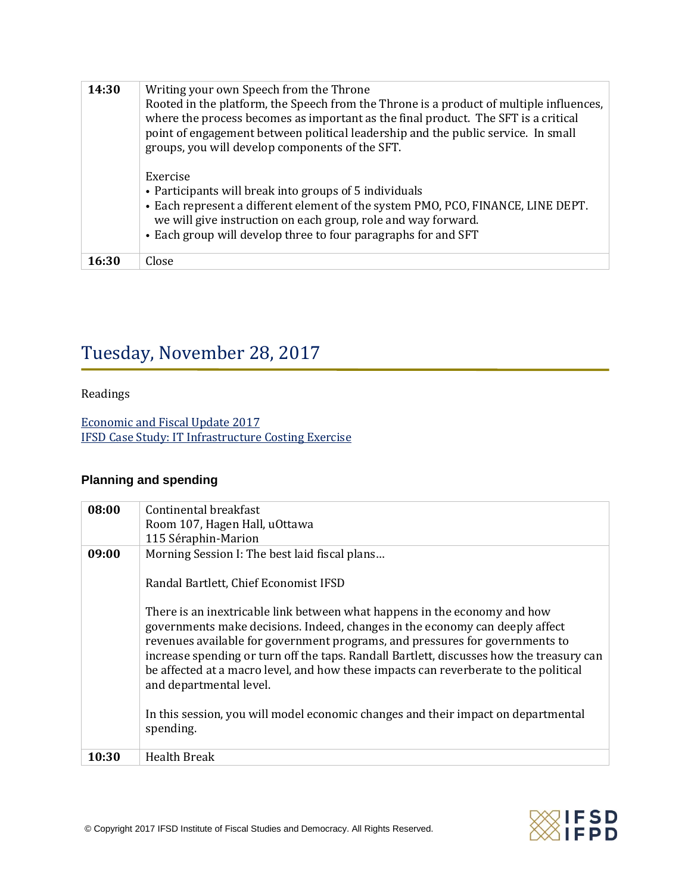| | |
|---|---|
| **14:30** | Writing your own Speech from the Throne<br>Rooted in the platform, the Speech from the Throne is a product of multiple influences, where the process becomes as important as the final product. The SFT is a critical point of engagement between political leadership and the public service. In small groups, you will develop components of the SFT.<br><br>Exercise<br>• Participants will break into groups of 5 individuals<br>• Each represent a different element of the system PMO, PCO, FINANCE, LINE DEPT. we will give instruction on each group, role and way forward.<br>• Each group will develop three to four paragraphs for and SFT |
| **16:30** | Close |

# Tuesday, November 28, 2017

Readings

Economic and Fiscal Update 2017
IFSD Case Study: IT Infrastructure Costing Exercise

### Planning and spending

| | |
|---|---|
| **08:00** | Continental breakfast<br>Room 107, Hagen Hall, uOttawa<br>115 Séraphin-Marion |
| **09:00** | Morning Session I: The best laid fiscal plans…<br><br>Randal Bartlett, Chief Economist IFSD<br><br>There is an inextricable link between what happens in the economy and how governments make decisions. Indeed, changes in the economy can deeply affect revenues available for government programs, and pressures for governments to increase spending or turn off the taps. Randall Bartlett, discusses how the treasury can be affected at a macro level, and how these impacts can reverberate to the political and departmental level.<br><br>In this session, you will model economic changes and their impact on departmental spending. |
| **10:30** | Health Break |

© Copyright 2017 IFSD Institute of Fiscal Studies and Democracy. All Rights Reserved.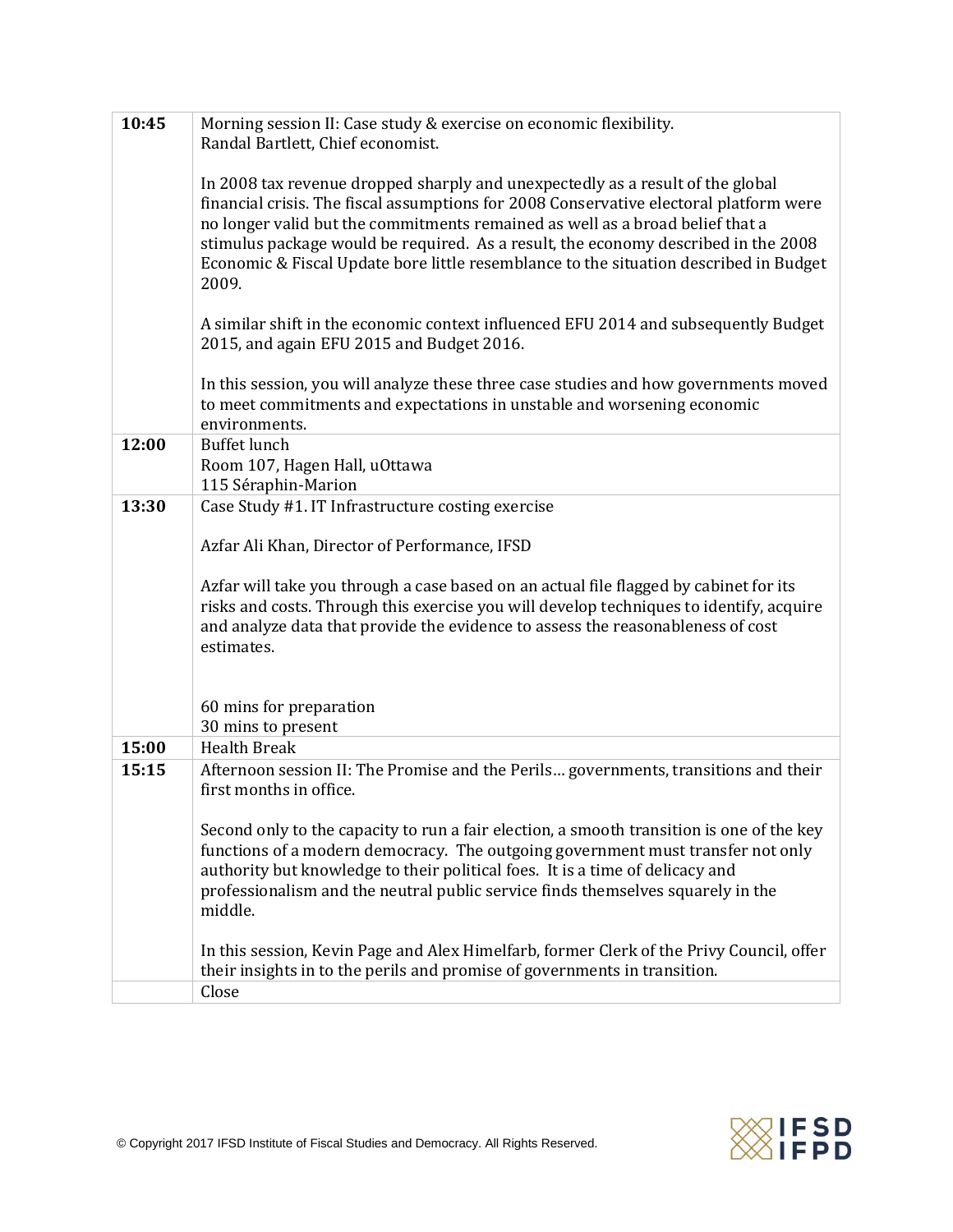| | |
|---|---|
| **10:45** | Morning session II: Case study & exercise on economic flexibility.<br>Randal Bartlett, Chief economist.<br><br>In 2008 tax revenue dropped sharply and unexpectedly as a result of the global financial crisis. The fiscal assumptions for 2008 Conservative electoral platform were no longer valid but the commitments remained as well as a broad belief that a stimulus package would be required. As a result, the economy described in the 2008 Economic & Fiscal Update bore little resemblance to the situation described in Budget 2009.<br><br>A similar shift in the economic context influenced EFU 2014 and subsequently Budget 2015, and again EFU 2015 and Budget 2016.<br><br>In this session, you will analyze these three case studies and how governments moved to meet commitments and expectations in unstable and worsening economic environments. |
| **12:00** | Buffet lunch<br>Room 107, Hagen Hall, uOttawa<br>115 Séraphin-Marion |
| **13:30** | Case Study #1. IT Infrastructure costing exercise<br><br>Azfar Ali Khan, Director of Performance, IFSD<br><br>Azfar will take you through a case based on an actual file flagged by cabinet for its risks and costs. Through this exercise you will develop techniques to identify, acquire and analyze data that provide the evidence to assess the reasonableness of cost estimates.<br><br>60 mins for preparation<br>30 mins to present |
| **15:00** | Health Break |
| **15:15** | Afternoon session II: The Promise and the Perils… governments, transitions and their first months in office.<br><br>Second only to the capacity to run a fair election, a smooth transition is one of the key functions of a modern democracy. The outgoing government must transfer not only authority but knowledge to their political foes. It is a time of delicacy and professionalism and the neutral public service finds themselves squarely in the middle.<br><br>In this session, Kevin Page and Alex Himelfarb, former Clerk of the Privy Council, offer their insights in to the perils and promise of governments in transition. |
| | Close |

© Copyright 2017 IFSD Institute of Fiscal Studies and Democracy. All Rights Reserved.

IFSD IFPD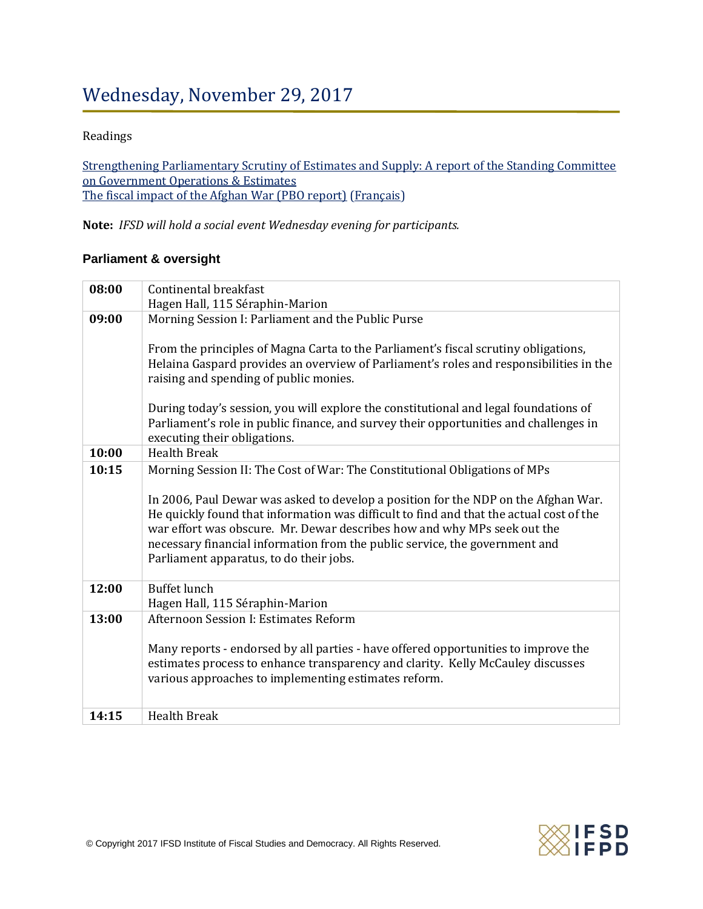# Wednesday, November 29, 2017

Readings

[Strengthening Parliamentary Scrutiny of Estimates and Supply: A report of the Standing Committee on Government Operations & Estimates](#)
[The fiscal impact of the Afghan War (PBO report)](#) [(Français)](#)

**Note:** *IFSD will hold a social event Wednesday evening for participants.*

### Parliament & oversight

| | |
|---|---|
| **08:00** | Continental breakfast<br>Hagen Hall, 115 Séraphin-Marion |
| **09:00** | Morning Session I: Parliament and the Public Purse<br><br>From the principles of Magna Carta to the Parliament's fiscal scrutiny obligations, Helaina Gaspard provides an overview of Parliament's roles and responsibilities in the raising and spending of public monies.<br><br>During today's session, you will explore the constitutional and legal foundations of Parliament's role in public finance, and survey their opportunities and challenges in executing their obligations. |
| **10:00** | Health Break |
| **10:15** | Morning Session II: The Cost of War: The Constitutional Obligations of MPs<br><br>In 2006, Paul Dewar was asked to develop a position for the NDP on the Afghan War. He quickly found that information was difficult to find and that the actual cost of the war effort was obscure. Mr. Dewar describes how and why MPs seek out the necessary financial information from the public service, the government and Parliament apparatus, to do their jobs. |
| **12:00** | Buffet lunch<br>Hagen Hall, 115 Séraphin-Marion |
| **13:00** | Afternoon Session I: Estimates Reform<br><br>Many reports - endorsed by all parties - have offered opportunities to improve the estimates process to enhance transparency and clarity. Kelly McCauley discusses various approaches to implementing estimates reform. |
| **14:15** | Health Break |

© Copyright 2017 IFSD Institute of Fiscal Studies and Democracy. All Rights Reserved.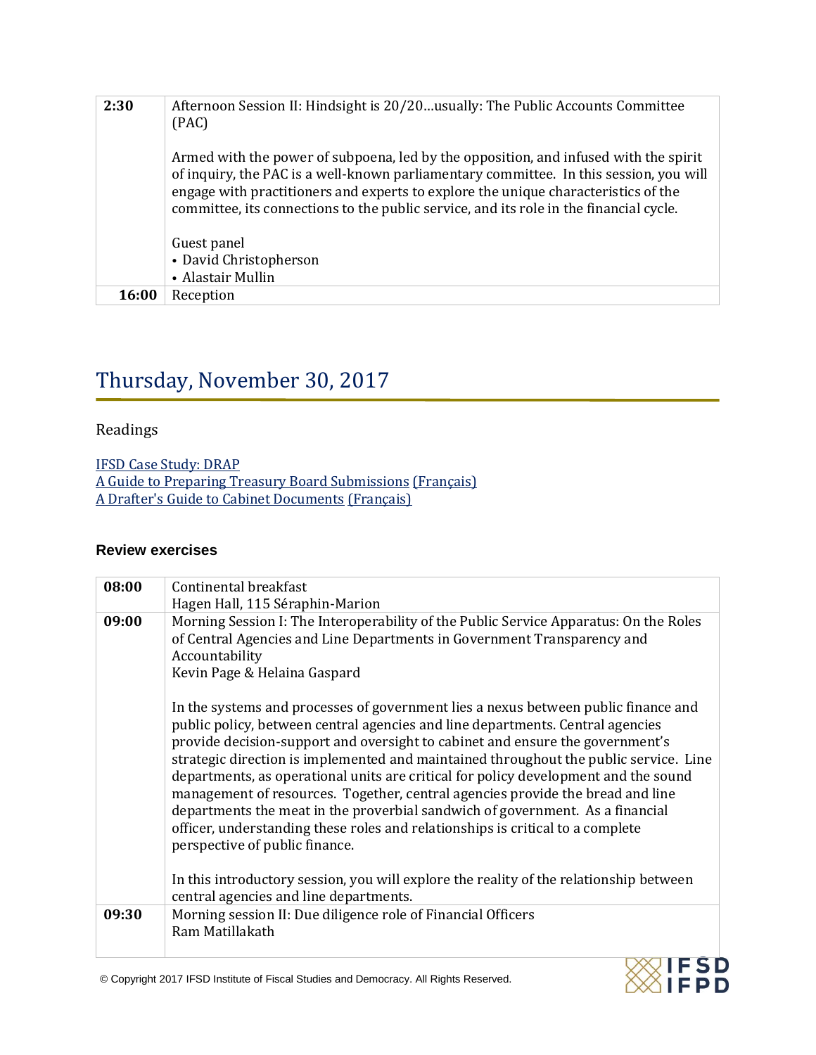| | |
|---|---|
| **2:30** | Afternoon Session II: Hindsight is 20/20…usually: The Public Accounts Committee (PAC)<br><br>Armed with the power of subpoena, led by the opposition, and infused with the spirit of inquiry, the PAC is a well-known parliamentary committee. In this session, you will engage with practitioners and experts to explore the unique characteristics of the committee, its connections to the public service, and its role in the financial cycle.<br><br>Guest panel<br>• David Christopherson<br>• Alastair Mullin |
| **16:00** | Reception |

# Thursday, November 30, 2017

Readings

[IFSD Case Study: DRAP]
[A Guide to Preparing Treasury Board Submissions] [(Français)]
[A Drafter's Guide to Cabinet Documents] [(Français)]

### Review exercises

| | |
|---|---|
| **08:00** | Continental breakfast<br>Hagen Hall, 115 Séraphin-Marion |
| **09:00** | Morning Session I: The Interoperability of the Public Service Apparatus: On the Roles of Central Agencies and Line Departments in Government Transparency and Accountability<br>Kevin Page & Helaina Gaspard<br><br>In the systems and processes of government lies a nexus between public finance and public policy, between central agencies and line departments. Central agencies provide decision-support and oversight to cabinet and ensure the government's strategic direction is implemented and maintained throughout the public service. Line departments, as operational units are critical for policy development and the sound management of resources. Together, central agencies provide the bread and line departments the meat in the proverbial sandwich of government. As a financial officer, understanding these roles and relationships is critical to a complete perspective of public finance.<br><br>In this introductory session, you will explore the reality of the relationship between central agencies and line departments. |
| **09:30** | Morning session II: Due diligence role of Financial Officers<br>Ram Matillakath |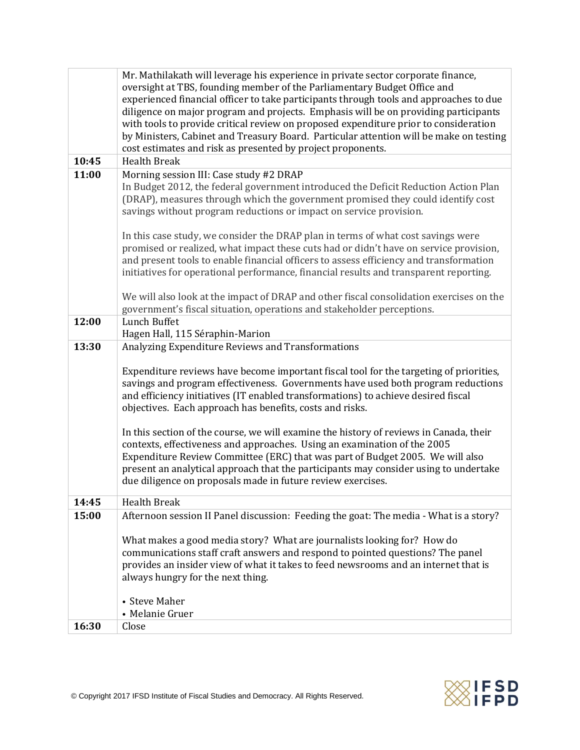| | |
|---|---|
| | Mr. Mathilakath will leverage his experience in private sector corporate finance, oversight at TBS, founding member of the Parliamentary Budget Office and experienced financial officer to take participants through tools and approaches to due diligence on major program and projects. Emphasis will be on providing participants with tools to provide critical review on proposed expenditure prior to consideration by Ministers, Cabinet and Treasury Board. Particular attention will be make on testing cost estimates and risk as presented by project proponents. |
| **10:45** | Health Break |
| **11:00** | Morning session III: Case study #2 DRAP<br>In Budget 2012, the federal government introduced the Deficit Reduction Action Plan (DRAP), measures through which the government promised they could identify cost savings without program reductions or impact on service provision.<br><br>In this case study, we consider the DRAP plan in terms of what cost savings were promised or realized, what impact these cuts had or didn't have on service provision, and present tools to enable financial officers to assess efficiency and transformation initiatives for operational performance, financial results and transparent reporting.<br><br>We will also look at the impact of DRAP and other fiscal consolidation exercises on the government's fiscal situation, operations and stakeholder perceptions. |
| **12:00** | Lunch Buffet<br>Hagen Hall, 115 Séraphin-Marion |
| **13:30** | Analyzing Expenditure Reviews and Transformations<br><br>Expenditure reviews have become important fiscal tool for the targeting of priorities, savings and program effectiveness. Governments have used both program reductions and efficiency initiatives (IT enabled transformations) to achieve desired fiscal objectives. Each approach has benefits, costs and risks.<br><br>In this section of the course, we will examine the history of reviews in Canada, their contexts, effectiveness and approaches. Using an examination of the 2005 Expenditure Review Committee (ERC) that was part of Budget 2005. We will also present an analytical approach that the participants may consider using to undertake due diligence on proposals made in future review exercises. |
| **14:45** | Health Break |
| **15:00** | Afternoon session II Panel discussion: Feeding the goat: The media - What is a story?<br><br>What makes a good media story? What are journalists looking for? How do communications staff craft answers and respond to pointed questions? The panel provides an insider view of what it takes to feed newsrooms and an internet that is always hungry for the next thing.<br><br>• Steve Maher<br>• Melanie Gruer |
| **16:30** | Close |

© Copyright 2017 IFSD Institute of Fiscal Studies and Democracy. All Rights Reserved.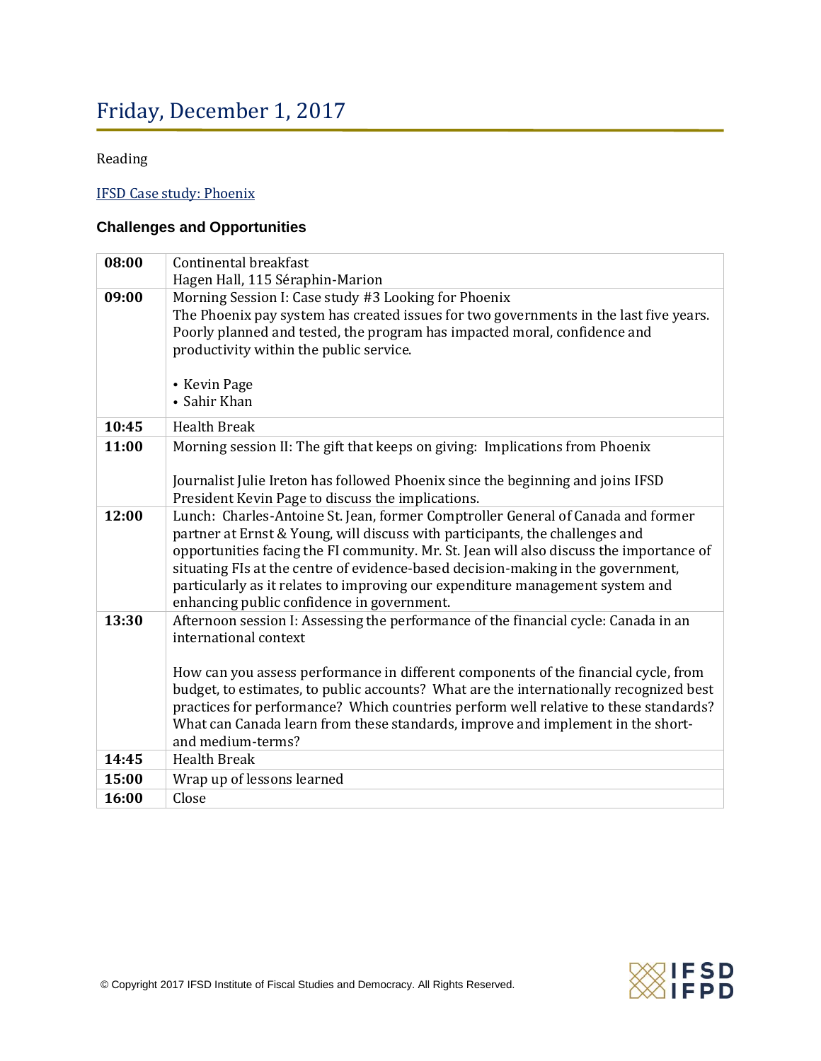# Friday, December 1, 2017

Reading

[IFSD Case study: Phoenix]

### Challenges and Opportunities

| | |
|---|---|
| **08:00** | Continental breakfast<br>Hagen Hall, 115 Séraphin-Marion |
| **09:00** | Morning Session I: Case study #3 Looking for Phoenix<br>The Phoenix pay system has created issues for two governments in the last five years. Poorly planned and tested, the program has impacted moral, confidence and productivity within the public service.<br><br>• Kevin Page<br>• Sahir Khan |
| **10:45** | Health Break |
| **11:00** | Morning session II: The gift that keeps on giving: Implications from Phoenix<br><br>Journalist Julie Ireton has followed Phoenix since the beginning and joins IFSD President Kevin Page to discuss the implications. |
| **12:00** | Lunch: Charles-Antoine St. Jean, former Comptroller General of Canada and former partner at Ernst & Young, will discuss with participants, the challenges and opportunities facing the FI community. Mr. St. Jean will also discuss the importance of situating FIs at the centre of evidence-based decision-making in the government, particularly as it relates to improving our expenditure management system and enhancing public confidence in government. |
| **13:30** | Afternoon session I: Assessing the performance of the financial cycle: Canada in an international context<br><br>How can you assess performance in different components of the financial cycle, from budget, to estimates, to public accounts? What are the internationally recognized best practices for performance? Which countries perform well relative to these standards? What can Canada learn from these standards, improve and implement in the short- and medium-terms? |
| **14:45** | Health Break |
| **15:00** | Wrap up of lessons learned |
| **16:00** | Close |

© Copyright 2017 IFSD Institute of Fiscal Studies and Democracy. All Rights Reserved.